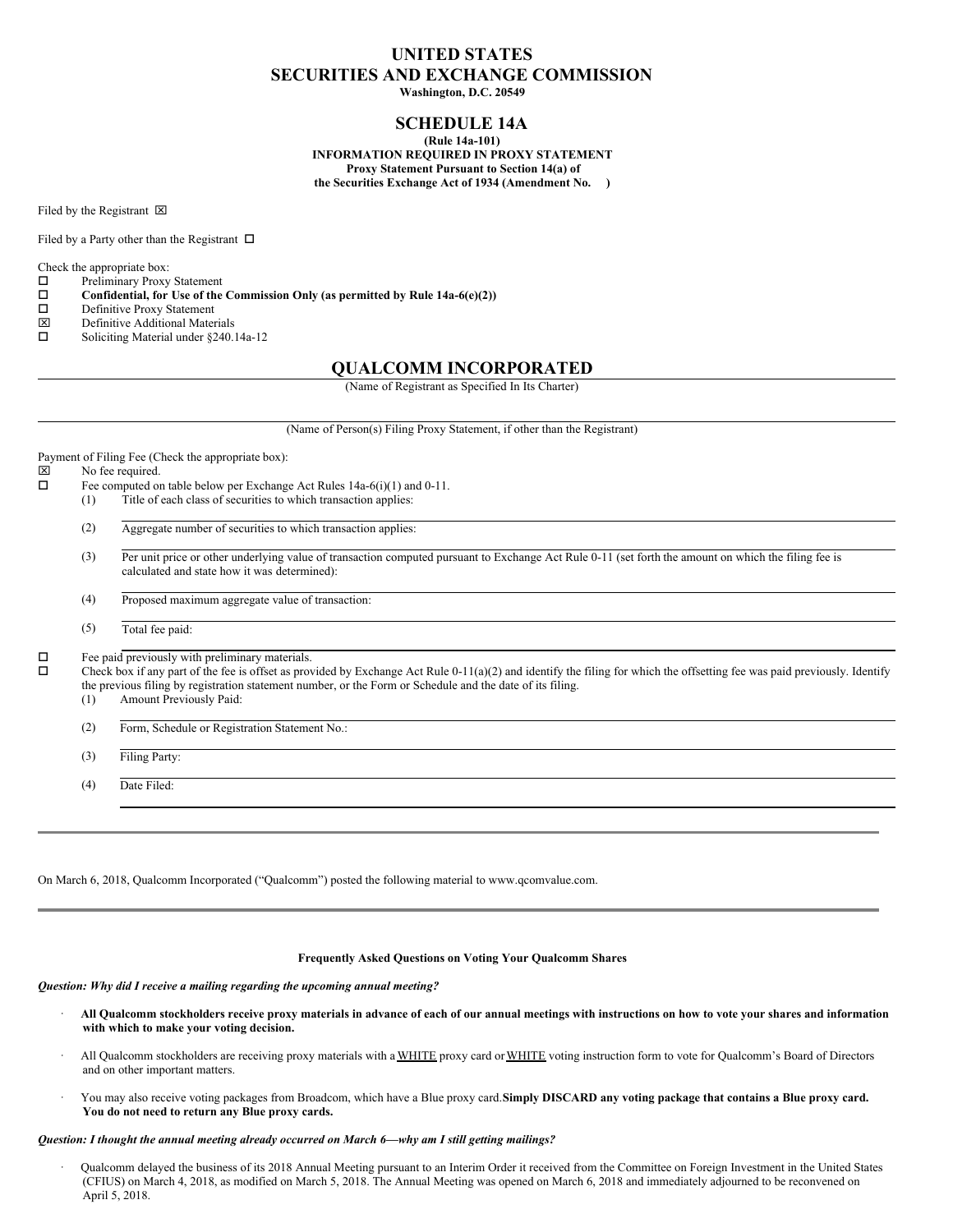# UNITED STATES SECURITIES AND EXCHANGE COMMISSION

**Washington, D.C. 20549**

## SCHEDULE 14A

**(Rule 14a-101)**
**INFORMATION REQUIRED IN PROXY STATEMENT**
**Proxy Statement Pursuant to Section 14(a) of the Securities Exchange Act of 1934 (Amendment No. )**

Filed by the Registrant ☒

Filed by a Party other than the Registrant ☐

Check the appropriate box:

☐ Preliminary Proxy Statement
☐ **Confidential, for Use of the Commission Only (as permitted by Rule 14a-6(e)(2))**
☐ Definitive Proxy Statement
☒ Definitive Additional Materials
☐ Soliciting Material under §240.14a-12

## QUALCOMM INCORPORATED

(Name of Registrant as Specified In Its Charter)

(Name of Person(s) Filing Proxy Statement, if other than the Registrant)

Payment of Filing Fee (Check the appropriate box):

☒ No fee required.
☐ Fee computed on table below per Exchange Act Rules 14a-6(i)(1) and 0-11.

(1) Title of each class of securities to which transaction applies:

(2) Aggregate number of securities to which transaction applies:

(3) Per unit price or other underlying value of transaction computed pursuant to Exchange Act Rule 0-11 (set forth the amount on which the filing fee is calculated and state how it was determined):

(4) Proposed maximum aggregate value of transaction:

(5) Total fee paid:

☐ Fee paid previously with preliminary materials.
☐ Check box if any part of the fee is offset as provided by Exchange Act Rule 0-11(a)(2) and identify the filing for which the offsetting fee was paid previously. Identify the previous filing by registration statement number, or the Form or Schedule and the date of its filing.

(1) Amount Previously Paid:

(2) Form, Schedule or Registration Statement No.:

(3) Filing Party:

(4) Date Filed:

---

On March 6, 2018, Qualcomm Incorporated ("Qualcomm") posted the following material to www.qcomvalue.com.

---

**Frequently Asked Questions on Voting Your Qualcomm Shares**

***Question: Why did I receive a mailing regarding the upcoming annual meeting?***

- **All Qualcomm stockholders receive proxy materials in advance of each of our annual meetings with instructions on how to vote your shares and information with which to make your voting decision.**
- All Qualcomm stockholders are receiving proxy materials with a WHITE proxy card or WHITE voting instruction form to vote for Qualcomm's Board of Directors and on other important matters.
- You may also receive voting packages from Broadcom, which have a Blue proxy card. **Simply DISCARD any voting package that contains a Blue proxy card. You do not need to return any Blue proxy cards.**

***Question: I thought the annual meeting already occurred on March 6—why am I still getting mailings?***

- Qualcomm delayed the business of its 2018 Annual Meeting pursuant to an Interim Order it received from the Committee on Foreign Investment in the United States (CFIUS) on March 4, 2018, as modified on March 5, 2018. The Annual Meeting was opened on March 6, 2018 and immediately adjourned to be reconvened on April 5, 2018.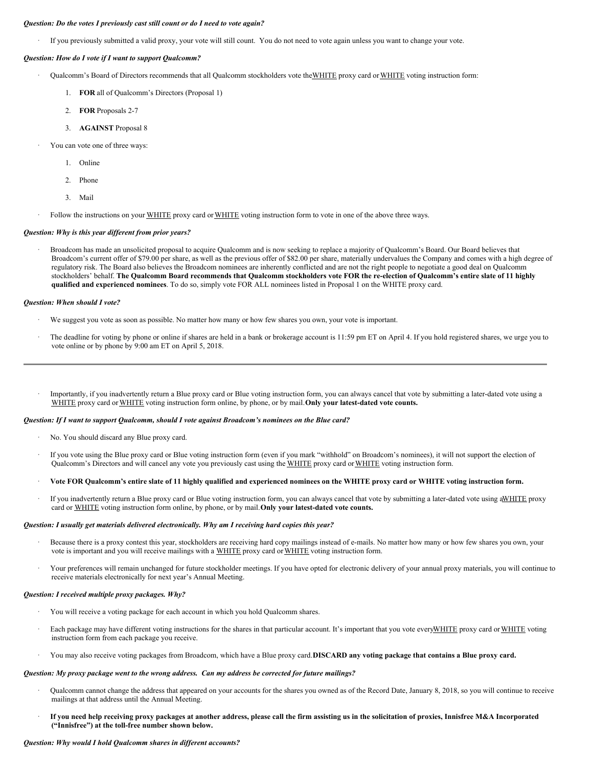***Question: Do the votes I previously cast still count or do I need to vote again?***

- If you previously submitted a valid proxy, your vote will still count. You do not need to vote again unless you want to change your vote.

***Question: How do I vote if I want to support Qualcomm?***

- Qualcomm's Board of Directors recommends that all Qualcomm stockholders vote the WHITE proxy card or WHITE voting instruction form:
  1. **FOR** all of Qualcomm's Directors (Proposal 1)
  2. **FOR** Proposals 2-7
  3. **AGAINST** Proposal 8
- You can vote one of three ways:
  1. Online
  2. Phone
  3. Mail
- Follow the instructions on your WHITE proxy card or WHITE voting instruction form to vote in one of the above three ways.

***Question: Why is this year different from prior years?***

- Broadcom has made an unsolicited proposal to acquire Qualcomm and is now seeking to replace a majority of Qualcomm's Board. Our Board believes that Broadcom's current offer of $79.00 per share, as well as the previous offer of $82.00 per share, materially undervalues the Company and comes with a high degree of regulatory risk. The Board also believes the Broadcom nominees are inherently conflicted and are not the right people to negotiate a good deal on Qualcomm stockholders' behalf. **The Qualcomm Board recommends that Qualcomm stockholders vote FOR the re-election of Qualcomm's entire slate of 11 highly qualified and experienced nominees**. To do so, simply vote FOR ALL nominees listed in Proposal 1 on the WHITE proxy card.

***Question: When should I vote?***

- We suggest you vote as soon as possible. No matter how many or how few shares you own, your vote is important.
- The deadline for voting by phone or online if shares are held in a bank or brokerage account is 11:59 pm ET on April 4. If you hold registered shares, we urge you to vote online or by phone by 9:00 am ET on April 5, 2018.

---

- Importantly, if you inadvertently return a Blue proxy card or Blue voting instruction form, you can always cancel that vote by submitting a later-dated vote using a WHITE proxy card or WHITE voting instruction form online, by phone, or by mail. **Only your latest-dated vote counts.**

***Question: If I want to support Qualcomm, should I vote against Broadcom's nominees on the Blue card?***

- No. You should discard any Blue proxy card.
- If you vote using the Blue proxy card or Blue voting instruction form (even if you mark "withhold" on Broadcom's nominees), it will not support the election of Qualcomm's Directors and will cancel any vote you previously cast using the WHITE proxy card or WHITE voting instruction form.
- **Vote FOR Qualcomm's entire slate of 11 highly qualified and experienced nominees on the WHITE proxy card or WHITE voting instruction form.**
- If you inadvertently return a Blue proxy card or Blue voting instruction form, you can always cancel that vote by submitting a later-dated vote using a WHITE proxy card or WHITE voting instruction form online, by phone, or by mail. **Only your latest-dated vote counts.**

***Question: I usually get materials delivered electronically. Why am I receiving hard copies this year?***

- Because there is a proxy contest this year, stockholders are receiving hard copy mailings instead of e-mails. No matter how many or how few shares you own, your vote is important and you will receive mailings with a WHITE proxy card or WHITE voting instruction form.
- Your preferences will remain unchanged for future stockholder meetings. If you have opted for electronic delivery of your annual proxy materials, you will continue to receive materials electronically for next year's Annual Meeting.

***Question: I received multiple proxy packages. Why?***

- You will receive a voting package for each account in which you hold Qualcomm shares.
- Each package may have different voting instructions for the shares in that particular account. It's important that you vote every WHITE proxy card or WHITE voting instruction form from each package you receive.
- You may also receive voting packages from Broadcom, which have a Blue proxy card. **DISCARD any voting package that contains a Blue proxy card.**

***Question: My proxy package went to the wrong address. Can my address be corrected for future mailings?***

- Qualcomm cannot change the address that appeared on your accounts for the shares you owned as of the Record Date, January 8, 2018, so you will continue to receive mailings at that address until the Annual Meeting.
- **If you need help receiving proxy packages at another address, please call the firm assisting us in the solicitation of proxies, Innisfree M&A Incorporated ("Innisfree") at the toll-free number shown below.**

***Question: Why would I hold Qualcomm shares in different accounts?***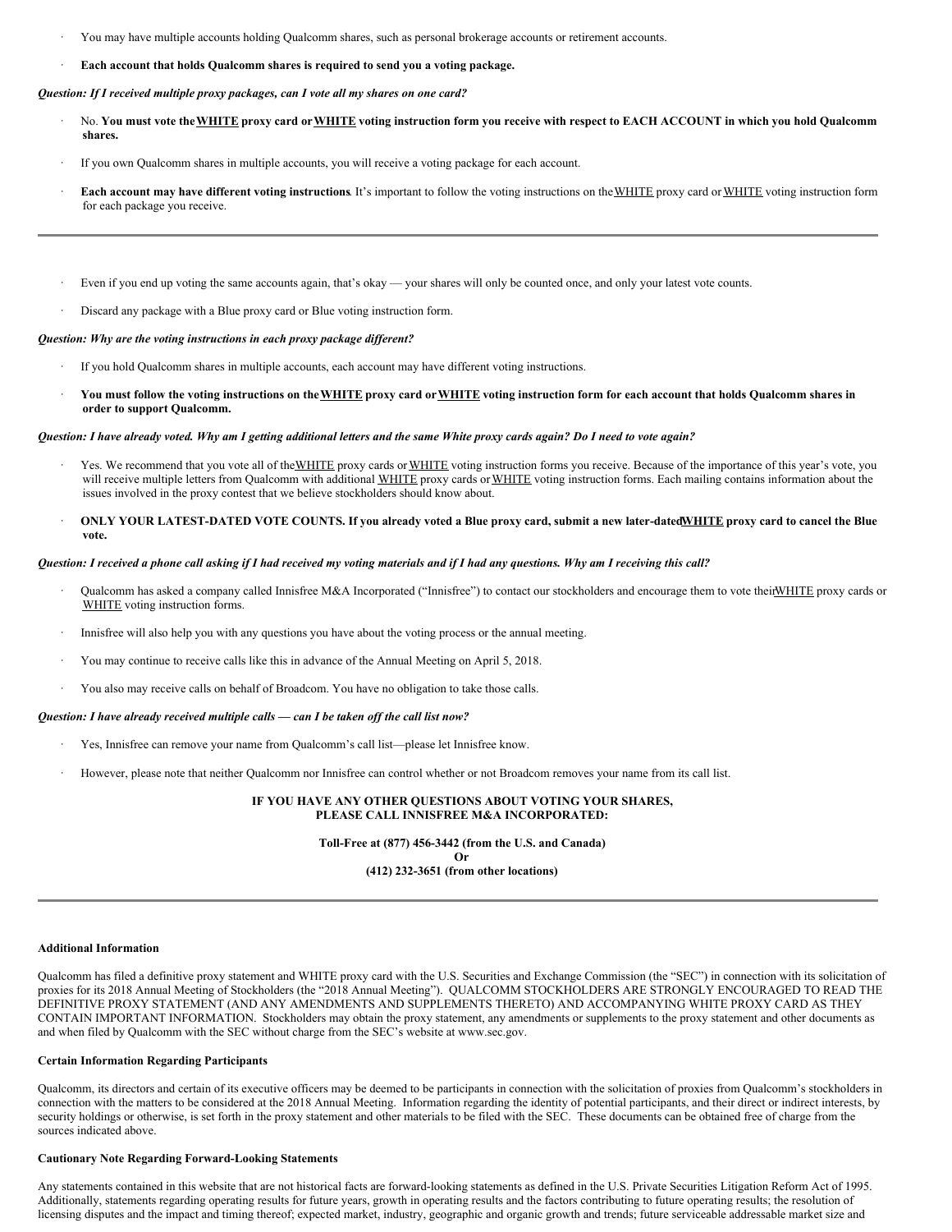- You may have multiple accounts holding Qualcomm shares, such as personal brokerage accounts or retirement accounts.
- **Each account that holds Qualcomm shares is required to send you a voting package.**

***Question: If I received multiple proxy packages, can I vote all my shares on one card?***

- No. **You must vote the WHITE proxy card or WHITE voting instruction form you receive with respect to EACH ACCOUNT in which you hold Qualcomm shares.**
- If you own Qualcomm shares in multiple accounts, you will receive a voting package for each account.
- **Each account may have different voting instructions**. It's important to follow the voting instructions on the WHITE proxy card or WHITE voting instruction form for each package you receive.

---

- Even if you end up voting the same accounts again, that's okay — your shares will only be counted once, and only your latest vote counts.
- Discard any package with a Blue proxy card or Blue voting instruction form.

***Question: Why are the voting instructions in each proxy package different?***

- If you hold Qualcomm shares in multiple accounts, each account may have different voting instructions.
- **You must follow the voting instructions on the WHITE proxy card or WHITE voting instruction form for each account that holds Qualcomm shares in order to support Qualcomm.**

***Question: I have already voted. Why am I getting additional letters and the same White proxy cards again? Do I need to vote again?***

- Yes. We recommend that you vote all of the WHITE proxy cards or WHITE voting instruction forms you receive. Because of the importance of this year's vote, you will receive multiple letters from Qualcomm with additional WHITE proxy cards or WHITE voting instruction forms. Each mailing contains information about the issues involved in the proxy contest that we believe stockholders should know about.
- **ONLY YOUR LATEST-DATED VOTE COUNTS. If you already voted a Blue proxy card, submit a new later-dated WHITE proxy card to cancel the Blue vote.**

***Question: I received a phone call asking if I had received my voting materials and if I had any questions. Why am I receiving this call?***

- Qualcomm has asked a company called Innisfree M&A Incorporated ("Innisfree") to contact our stockholders and encourage them to vote their WHITE proxy cards or WHITE voting instruction forms.
- Innisfree will also help you with any questions you have about the voting process or the annual meeting.
- You may continue to receive calls like this in advance of the Annual Meeting on April 5, 2018.
- You also may receive calls on behalf of Broadcom. You have no obligation to take those calls.

***Question: I have already received multiple calls — can I be taken off the call list now?***

- Yes, Innisfree can remove your name from Qualcomm's call list—please let Innisfree know.
- However, please note that neither Qualcomm nor Innisfree can control whether or not Broadcom removes your name from its call list.

**IF YOU HAVE ANY OTHER QUESTIONS ABOUT VOTING YOUR SHARES, PLEASE CALL INNISFREE M&A INCORPORATED:**

**Toll-Free at (877) 456-3442 (from the U.S. and Canada)**
**Or**
**(412) 232-3651 (from other locations)**

---

**Additional Information**

Qualcomm has filed a definitive proxy statement and WHITE proxy card with the U.S. Securities and Exchange Commission (the "SEC") in connection with its solicitation of proxies for its 2018 Annual Meeting of Stockholders (the "2018 Annual Meeting"). QUALCOMM STOCKHOLDERS ARE STRONGLY ENCOURAGED TO READ THE DEFINITIVE PROXY STATEMENT (AND ANY AMENDMENTS AND SUPPLEMENTS THERETO) AND ACCOMPANYING WHITE PROXY CARD AS THEY CONTAIN IMPORTANT INFORMATION. Stockholders may obtain the proxy statement, any amendments or supplements to the proxy statement and other documents as and when filed by Qualcomm with the SEC without charge from the SEC's website at www.sec.gov.

**Certain Information Regarding Participants**

Qualcomm, its directors and certain of its executive officers may be deemed to be participants in connection with the solicitation of proxies from Qualcomm's stockholders in connection with the matters to be considered at the 2018 Annual Meeting. Information regarding the identity of potential participants, and their direct or indirect interests, by security holdings or otherwise, is set forth in the proxy statement and other materials to be filed with the SEC. These documents can be obtained free of charge from the sources indicated above.

**Cautionary Note Regarding Forward-Looking Statements**

Any statements contained in this website that are not historical facts are forward-looking statements as defined in the U.S. Private Securities Litigation Reform Act of 1995. Additionally, statements regarding operating results for future years, growth in operating results and the factors contributing to future operating results; the resolution of licensing disputes and the impact and timing thereof; expected market, industry, geographic and organic growth and trends; future serviceable addressable market size and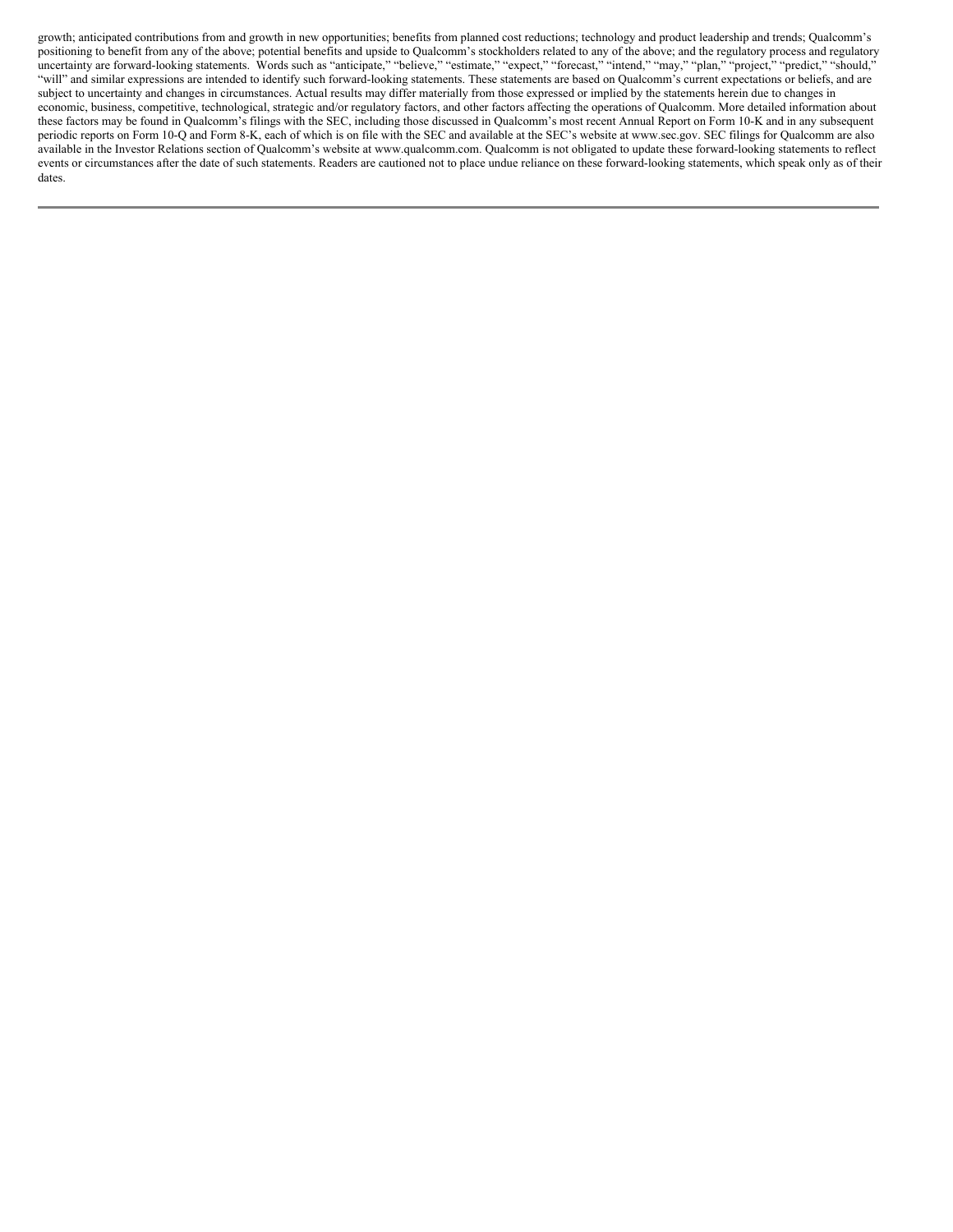growth; anticipated contributions from and growth in new opportunities; benefits from planned cost reductions; technology and product leadership and trends; Qualcomm's positioning to benefit from any of the above; potential benefits and upside to Qualcomm's stockholders related to any of the above; and the regulatory process and regulatory uncertainty are forward-looking statements. Words such as "anticipate," "believe," "estimate," "expect," "forecast," "intend," "may," "plan," "project," "predict," "should," "will" and similar expressions are intended to identify such forward-looking statements. These statements are based on Qualcomm's current expectations or beliefs, and are subject to uncertainty and changes in circumstances. Actual results may differ materially from those expressed or implied by the statements herein due to changes in economic, business, competitive, technological, strategic and/or regulatory factors, and other factors affecting the operations of Qualcomm. More detailed information about these factors may be found in Qualcomm's filings with the SEC, including those discussed in Qualcomm's most recent Annual Report on Form 10-K and in any subsequent periodic reports on Form 10-Q and Form 8-K, each of which is on file with the SEC and available at the SEC's website at www.sec.gov. SEC filings for Qualcomm are also available in the Investor Relations section of Qualcomm's website at www.qualcomm.com. Qualcomm is not obligated to update these forward-looking statements to reflect events or circumstances after the date of such statements. Readers are cautioned not to place undue reliance on these forward-looking statements, which speak only as of their dates.